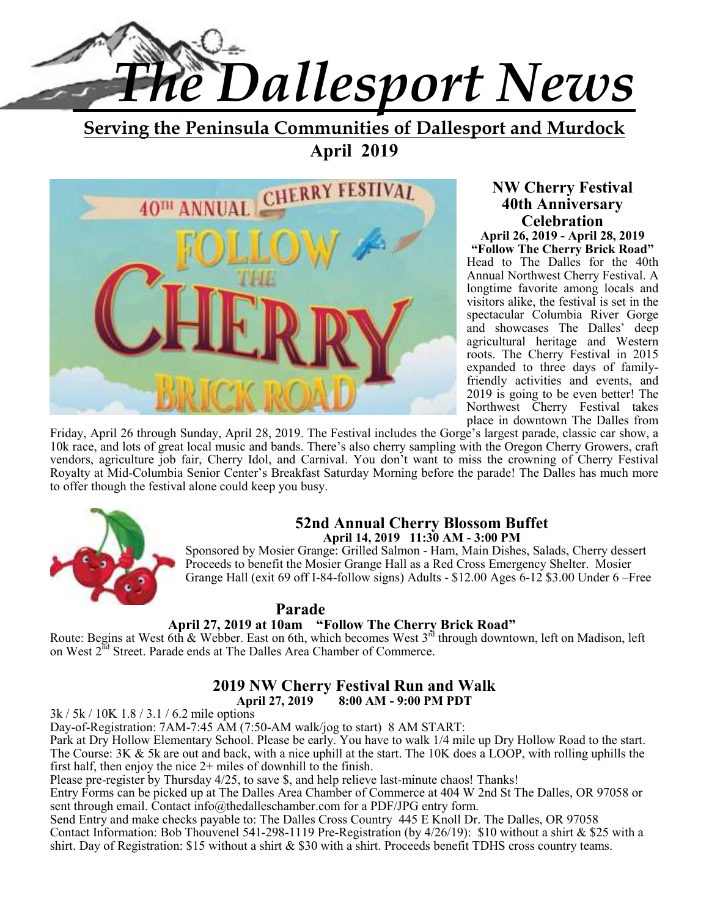# The Dallesport News

**Serving the Peninsula Communities of Dallesport and Murdock**

**April 2019**

## NW Cherry Festival 40th Anniversary Celebration

**April 26, 2019 - April 28, 2019**

**"Follow The Cherry Brick Road"**

Head to The Dalles for the 40th Annual Northwest Cherry Festival. A longtime favorite among locals and visitors alike, the festival is set in the spectacular Columbia River Gorge and showcases The Dalles' deep agricultural heritage and Western roots. The Cherry Festival in 2015 expanded to three days of family-friendly activities and events, and 2019 is going to be even better! The Northwest Cherry Festival takes place in downtown The Dalles from Friday, April 26 through Sunday, April 28, 2019. The Festival includes the Gorge's largest parade, classic car show, a 10k race, and lots of great local music and bands. There's also cherry sampling with the Oregon Cherry Growers, craft vendors, agriculture job fair, Cherry Idol, and Carnival. You don't want to miss the crowning of Cherry Festival Royalty at Mid-Columbia Senior Center's Breakfast Saturday Morning before the parade! The Dalles has much more to offer though the festival alone could keep you busy.

## 52nd Annual Cherry Blossom Buffet

**April 14, 2019 11:30 AM - 3:00 PM**

Sponsored by Mosier Grange: Grilled Salmon - Ham, Main Dishes, Salads, Cherry dessert Proceeds to benefit the Mosier Grange Hall as a Red Cross Emergency Shelter. Mosier Grange Hall (exit 69 off I-84-follow signs) Adults - $12.00 Ages 6-12 $3.00 Under 6 –Free

## Parade

**April 27, 2019 at 10am "Follow The Cherry Brick Road"**

Route: Begins at West 6th & Webber. East on 6th, which becomes West 3rd through downtown, left on Madison, left on West 2nd Street. Parade ends at The Dalles Area Chamber of Commerce.

## 2019 NW Cherry Festival Run and Walk

**April 27, 2019 8:00 AM - 9:00 PM PDT**

3k / 5k / 10K 1.8 / 3.1 / 6.2 mile options

Day-of-Registration: 7AM-7:45 AM (7:50-AM walk/jog to start) 8 AM START:

Park at Dry Hollow Elementary School. Please be early. You have to walk 1/4 mile up Dry Hollow Road to the start. The Course: 3K & 5k are out and back, with a nice uphill at the start. The 10K does a LOOP, with rolling uphills the first half, then enjoy the nice 2+ miles of downhill to the finish.

Please pre-register by Thursday 4/25, to save $, and help relieve last-minute chaos! Thanks!

Entry Forms can be picked up at The Dalles Area Chamber of Commerce at 404 W 2nd St The Dalles, OR 97058 or sent through email. Contact info@thedalleschamber.com for a PDF/JPG entry form.

Send Entry and make checks payable to: The Dalles Cross Country 445 E Knoll Dr. The Dalles, OR 97058

Contact Information: Bob Thouvenel 541-298-1119 Pre-Registration (by 4/26/19): $10 without a shirt & $25 with a shirt. Day of Registration: $15 without a shirt & $30 with a shirt. Proceeds benefit TDHS cross country teams.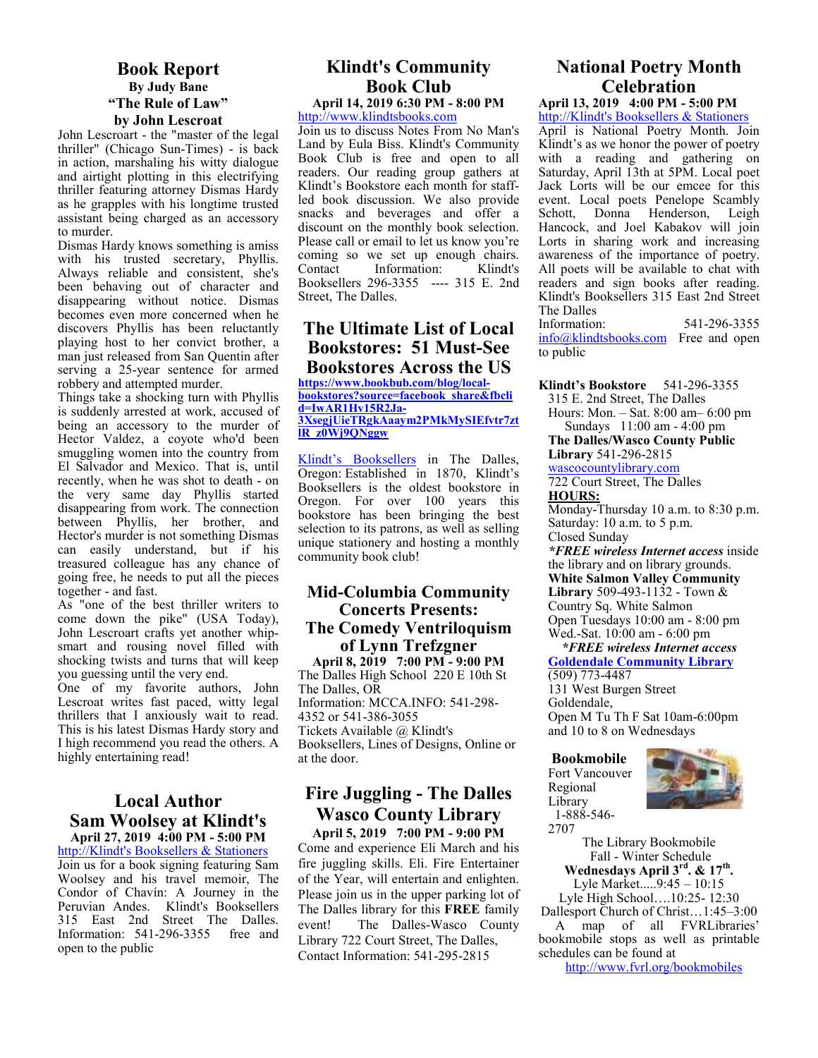## Book Report

**By Judy Bane**

**"The Rule of Law"**

**by John Lescroat**

John Lescroart - the "master of the legal thriller" (Chicago Sun-Times) - is back in action, marshaling his witty dialogue and airtight plotting in this electrifying thriller featuring attorney Dismas Hardy as he grapples with his longtime trusted assistant being charged as an accessory to murder.

Dismas Hardy knows something is amiss with his trusted secretary, Phyllis. Always reliable and consistent, she's been behaving out of character and disappearing without notice. Dismas becomes even more concerned when he discovers Phyllis has been reluctantly playing host to her convict brother, a man just released from San Quentin after serving a 25-year sentence for armed robbery and attempted murder.

Things take a shocking turn with Phyllis is suddenly arrested at work, accused of being an accessory to the murder of Hector Valdez, a coyote who'd been smuggling women into the country from El Salvador and Mexico. That is, until recently, when he was shot to death - on the very same day Phyllis started disappearing from work. The connection between Phyllis, her brother, and Hector's murder is not something Dismas can easily understand, but if his treasured colleague has any chance of going free, he needs to put all the pieces together - and fast.

As "one of the best thriller writers to come down the pike" (USA Today), John Lescroat crafts yet another whip-smart and rousing novel filled with shocking twists and turns that will keep you guessing until the very end.

One of my favorite authors, John Lescroat writes fast paced, witty legal thrillers that I anxiously wait to read. This is his latest Dismas Hardy story and I high recommend you read the others. A highly entertaining read!

## Local Author Sam Woolsey at Klindt's

**April 27, 2019 4:00 PM - 5:00 PM**

http://Klindt's Booksellers & Stationers

Join us for a book signing featuring Sam Woolsey and his travel memoir, The Condor of Chavín: A Journey in the Peruvian Andes. Klindt's Booksellers 315 East 2nd Street The Dalles. Information: 541-296-3355 free and open to the public

## Klindt's Community Book Club

**April 14, 2019 6:30 PM - 8:00 PM**

http://www.klindtsbooks.com

Join us to discuss Notes From No Man's Land by Eula Biss. Klindt's Community Book Club is free and open to all readers. Our reading group gathers at Klindt's Bookstore each month for staff-led book discussion. We also provide snacks and beverages and offer a discount on the monthly book selection. Please call or email to let us know you're coming so we set up enough chairs. Contact Information: Klindt's Booksellers 296-3355 ---- 315 E. 2nd Street, The Dalles.

## The Ultimate List of Local Bookstores: 51 Must-See Bookstores Across the US

**https://www.bookbub.com/blog/local-bookstores?source=facebook_share&fbclid=IwAR1Hv15R2Ja-3XsegjUieTRgkAaaym2PMkMySIEfvtr7ztlR_z0Wj9QNggw**

Klindt's Booksellers in The Dalles, Oregon: Established in 1870, Klindt's Booksellers is the oldest bookstore in Oregon. For over 100 years this bookstore has been bringing the best selection to its patrons, as well as selling unique stationery and hosting a monthly community book club!

## Mid-Columbia Community Concerts Presents: The Comedy Ventriloquism of Lynn Trefzgner

**April 8, 2019 7:00 PM - 9:00 PM**

The Dalles High School 220 E 10th St The Dalles, OR

Information: MCCA.INFO: 541-298-4352 or 541-386-3055

Tickets Available @ Klindt's Booksellers, Lines of Designs, Online or at the door.

## Fire Juggling - The Dalles Wasco County Library

**April 5, 2019 7:00 PM - 9:00 PM**

Come and experience Eli March and his fire juggling skills. Eli. Fire Entertainer of the Year, will entertain and enlighten. Please join us in the upper parking lot of The Dalles library for this **FREE** family event! The Dalles-Wasco County Library 722 Court Street, The Dalles, Contact Information: 541-295-2815

## National Poetry Month Celebration

**April 13, 2019 4:00 PM - 5:00 PM**

http://Klindt's Booksellers & Stationers

April is National Poetry Month. Join Klindt's as we honor the power of poetry with a reading and gathering on Saturday, April 13th at 5PM. Local poet Jack Lorts will be our emcee for this event. Local poets Penelope Scambly Schott, Donna Henderson, Leigh Hancock, and Joel Kabakov will join Lorts in sharing work and increasing awareness of the importance of poetry. All poets will be available to chat with readers and sign books after reading. Klindt's Booksellers 315 East 2nd Street The Dalles

Information: 541-296-3355 info@klindtsbooks.com Free and open to public

**Klindt's Bookstore** 541-296-3355
315 E. 2nd Street, The Dalles
Hours: Mon. – Sat. 8:00 am– 6:00 pm
Sundays 11:00 am - 4:00 pm

**The Dalles/Wasco County Public Library** 541-296-2815
wascocountylibrary.com
722 Court Street, The Dalles

**HOURS:**
Monday-Thursday 10 a.m. to 8:30 p.m.
Saturday: 10 a.m. to 5 p.m.
Closed Sunday

***FREE wireless Internet access** inside the library and on library grounds.

**White Salmon Valley Community Library** 509-493-1132 - Town & Country Sq. White Salmon
Open Tuesdays 10:00 am - 8:00 pm
Wed.-Sat. 10:00 am - 6:00 pm

***FREE wireless Internet access***

**Goldendale Community Library**
(509) 773-4487
131 West Burgen Street
Goldendale,
Open M Tu Th F Sat 10am-6:00pm and 10 to 8 on Wednesdays

**Bookmobile**
Fort Vancouver Regional Library
1-888-546-2707

The Library Bookmobile
Fall - Winter Schedule
**Wednesdays April 3rd. & 17th.**
Lyle Market.....9:45 – 10:15
Lyle High School….10:25- 12:30
Dallesport Church of Christ…1:45–3:00

A map of all FVRLibraries' bookmobile stops as well as printable schedules can be found at
http://www.fvrl.org/bookmobiles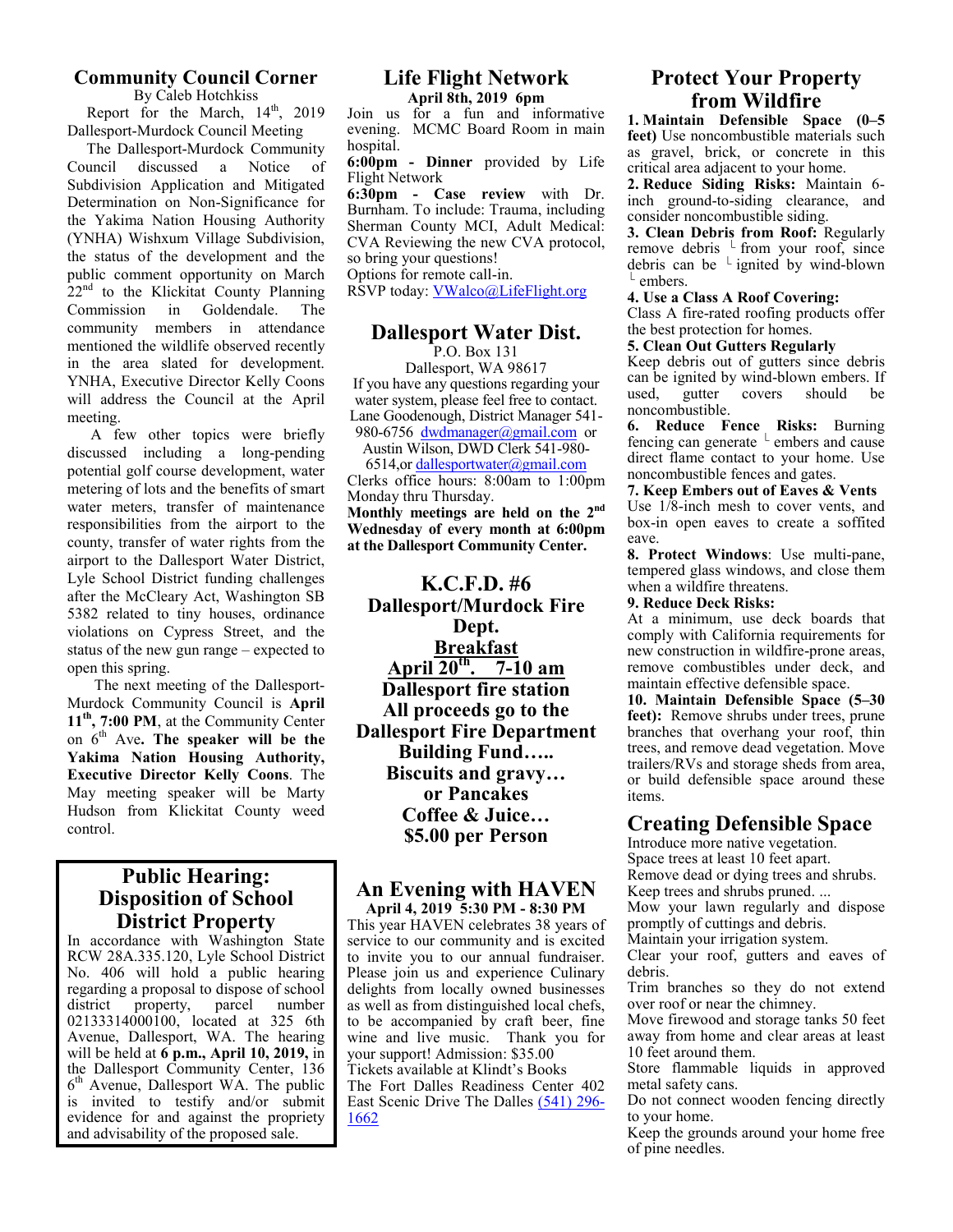## Community Council Corner

By Caleb Hotchkiss

Report for the March, 14th, 2019 Dallesport-Murdock Council Meeting

The Dallesport-Murdock Community Council discussed a Notice of Subdivision Application and Mitigated Determination on Non-Significance for the Yakima Nation Housing Authority (YNHA) Wishxum Village Subdivision, the status of the development and the public comment opportunity on March 22nd to the Klickitat County Planning Commission in Goldendale. The community members in attendance mentioned the wildlife observed recently in the area slated for development. YNHA, Executive Director Kelly Coons will address the Council at the April meeting.

A few other topics were briefly discussed including a long-pending potential golf course development, water metering of lots and the benefits of smart water meters, transfer of maintenance responsibilities from the airport to the county, transfer of water rights from the airport to the Dallesport Water District, Lyle School District funding challenges after the McCleary Act, Washington SB 5382 related to tiny houses, ordinance violations on Cypress Street, and the status of the new gun range – expected to open this spring.

The next meeting of the Dallesport-Murdock Community Council is **April 11th, 7:00 PM**, at the Community Center on 6th Ave**. The speaker will be the Yakima Nation Housing Authority, Executive Director Kelly Coons**. The May meeting speaker will be Marty Hudson from Klickitat County weed control.

## Public Hearing: Disposition of School District Property

In accordance with Washington State RCW 28A.335.120, Lyle School District No. 406 will hold a public hearing regarding a proposal to dispose of school district property, parcel number 02133314000100, located at 325 6th Avenue, Dallesport, WA. The hearing will be held at **6 p.m., April 10, 2019,** in the Dallesport Community Center, 136 6th Avenue, Dallesport WA. The public is invited to testify and/or submit evidence for and against the propriety and advisability of the proposed sale.

## Life Flight Network

**April 8th, 2019 6pm**

Join us for a fun and informative evening. MCMC Board Room in main hospital.

**6:00pm - Dinner** provided by Life Flight Network

**6:30pm - Case review** with Dr. Burnham. To include: Trauma, including Sherman County MCI, Adult Medical: CVA Reviewing the new CVA protocol, so bring your questions!

Options for remote call-in.

RSVP today: VWalco@LifeFlight.org

## Dallesport Water Dist.

P.O. Box 131

Dallesport, WA 98617

If you have any questions regarding your water system, please feel free to contact. Lane Goodenough, District Manager 541-980-6756 dwdmanager@gmail.com or Austin Wilson, DWD Clerk 541-980-6514,or dallesportwater@gmail.com

Clerks office hours: 8:00am to 1:00pm Monday thru Thursday.

**Monthly meetings are held on the 2nd Wednesday of every month at 6:00pm at the Dallesport Community Center.**

## K.C.F.D. #6 Dallesport/Murdock Fire Dept.

**Breakfast**

**April 20th. 7-10 am**

**Dallesport fire station**

**All proceeds go to the Dallesport Fire Department Building Fund…..**

**Biscuits and gravy… or Pancakes**

**Coffee & Juice…**

**$5.00 per Person**

## An Evening with HAVEN

**April 4, 2019 5:30 PM - 8:30 PM**

This year HAVEN celebrates 38 years of service to our community and is excited to invite you to our annual fundraiser. Please join us and experience Culinary delights from locally owned businesses as well as from distinguished local chefs, to be accompanied by craft beer, fine wine and live music. Thank you for your support! Admission: $35.00

Tickets available at Klindt's Books

The Fort Dalles Readiness Center 402 East Scenic Drive The Dalles (541) 296-1662

## Protect Your Property from Wildfire

**1. Maintain Defensible Space (0–5 feet)** Use noncombustible materials such as gravel, brick, or concrete in this critical area adjacent to your home.

**2. Reduce Siding Risks:** Maintain 6-inch ground-to-siding clearance, and consider noncombustible siding.

**3. Clean Debris from Roof:** Regularly remove debris from your roof, since debris can be ignited by wind-blown embers.

**4. Use a Class A Roof Covering:** Class A fire-rated roofing products offer the best protection for homes.

**5. Clean Out Gutters Regularly** Keep debris out of gutters since debris can be ignited by wind-blown embers. If used, gutter covers should be noncombustible.

**6. Reduce Fence Risks:** Burning fencing can generate embers and cause direct flame contact to your home. Use noncombustible fences and gates.

**7. Keep Embers out of Eaves & Vents** Use 1/8-inch mesh to cover vents, and box-in open eaves to create a soffited eave.

**8. Protect Windows**: Use multi-pane, tempered glass windows, and close them when a wildfire threatens.

**9. Reduce Deck Risks:** At a minimum, use deck boards that comply with California requirements for new construction in wildfire-prone areas, remove combustibles under deck, and maintain effective defensible space.

**10. Maintain Defensible Space (5–30 feet):** Remove shrubs under trees, prune branches that overhang your roof, thin trees, and remove dead vegetation. Move trailers/RVs and storage sheds from area, or build defensible space around these items.

## Creating Defensible Space

Introduce more native vegetation.

Space trees at least 10 feet apart.

Remove dead or dying trees and shrubs.

Keep trees and shrubs pruned. ...

Mow your lawn regularly and dispose promptly of cuttings and debris.

Maintain your irrigation system.

Clear your roof, gutters and eaves of debris.

Trim branches so they do not extend over roof or near the chimney.

Move firewood and storage tanks 50 feet away from home and clear areas at least 10 feet around them.

Store flammable liquids in approved metal safety cans.

Do not connect wooden fencing directly to your home.

Keep the grounds around your home free of pine needles.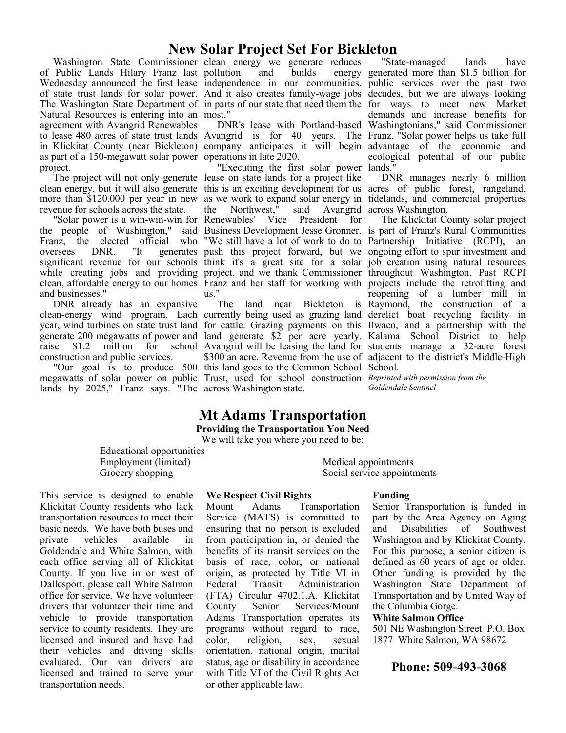# New Solar Project Set For Bickleton

Washington State Commissioner of Public Lands Hilary Franz last Wednesday announced the first lease of state trust lands for solar power. The Washington State Department of Natural Resources is entering into an agreement with Avangrid Renewables to lease 480 acres of state trust lands in Klickitat County (near Bickleton) as part of a 150-megawatt solar power project.

The project will not only generate clean energy, but it will also generate more than $120,000 per year in new revenue for schools across the state.

"Solar power is a win-win-win for the people of Washington," said Franz, the elected official who oversees DNR. "It generates significant revenue for our schools while creating jobs and providing clean, affordable energy to our homes and businesses."

DNR already has an expansive clean-energy wind program. Each year, wind turbines on state trust land generate 200 megawatts of power and raise $1.2 million for school construction and public services.

"Our goal is to produce 500 megawatts of solar power on public lands by 2025," Franz says. "The clean energy we generate reduces pollution and builds energy independence in our communities. And it also creates family-wage jobs in parts of our state that need them the most."

DNR's lease with Portland-based Avangrid is for 40 years. The company anticipates it will begin operations in late 2020.

"Executing the first solar power lease on state lands for a project like this is an exciting development for us as we work to expand solar energy in the Northwest," said Avangrid Renewables' Vice President for Business Development Jesse Gronner. "We still have a lot of work to do to push this project forward, but we think it's a great site for a solar project, and we thank Commissioner Franz and her staff for working with us."

The land near Bickleton is currently being used as grazing land for cattle. Grazing payments on this land generate $2 per acre yearly. Avangrid will be leasing the land for $300 an acre. Revenue from the use of this land goes to the Common School Trust, used for school construction across Washington state.

"State-managed lands have generated more than $1.5 billion for public services over the past two decades, but we are always looking for ways to meet new Market demands and increase benefits for Washingtonians," said Commissioner Franz. "Solar power helps us take full advantage of the economic and ecological potential of our public lands."

DNR manages nearly 6 million acres of public forest, rangeland, tidelands, and commercial properties across Washington.

The Klickitat County solar project is part of Franz's Rural Communities Partnership Initiative (RCPI), an ongoing effort to spur investment and job creation using natural resources throughout Washington. Past RCPI projects include the retrofitting and reopening of a lumber mill in Raymond, the construction of a derelict boat recycling facility in Ilwaco, and a partnership with the Kalama School District to help students manage a 32-acre forest adjacent to the district's Middle-High School.

*Reprinted with permission from the Goldendale Sentinel*

# Mt Adams Transportation

**Providing the Transportation You Need**

We will take you where you need to be:

- Educational opportunities
- Employment (limited)
- Grocery shopping
- Medical appointments
- Social service appointments

This service is designed to enable Klickitat County residents who lack transportation resources to meet their basic needs. We have both buses and private vehicles available in Goldendale and White Salmon, with each office serving all of Klickitat County. If you live in or west of Dallesport, please call White Salmon office for service. We have volunteer drivers that volunteer their time and vehicle to provide transportation service to county residents. They are licensed and insured and have had their vehicles and driving skills evaluated. Our van drivers are licensed and trained to serve your transportation needs.

**We Respect Civil Rights**

Mount Adams Transportation Service (MATS) is committed to ensuring that no person is excluded from participation in, or denied the benefits of its transit services on the basis of race, color, or national origin, as protected by Title VI in Federal Transit Administration (FTA) Circular 4702.1.A. Klickitat County Senior Services/Mount Adams Transportation operates its programs without regard to race, color, religion, sex, sexual orientation, national origin, marital status, age or disability in accordance with Title VI of the Civil Rights Act or other applicable law.

**Funding**

Senior Transportation is funded in part by the Area Agency on Aging and Disabilities of Southwest Washington and by Klickitat County. For this purpose, a senior citizen is defined as 60 years of age or older. Other funding is provided by the Washington State Department of Transportation and by United Way of the Columbia Gorge.

**White Salmon Office**

501 NE Washington Street P.O. Box 1877 White Salmon, WA 98672

**Phone: 509-493-3068**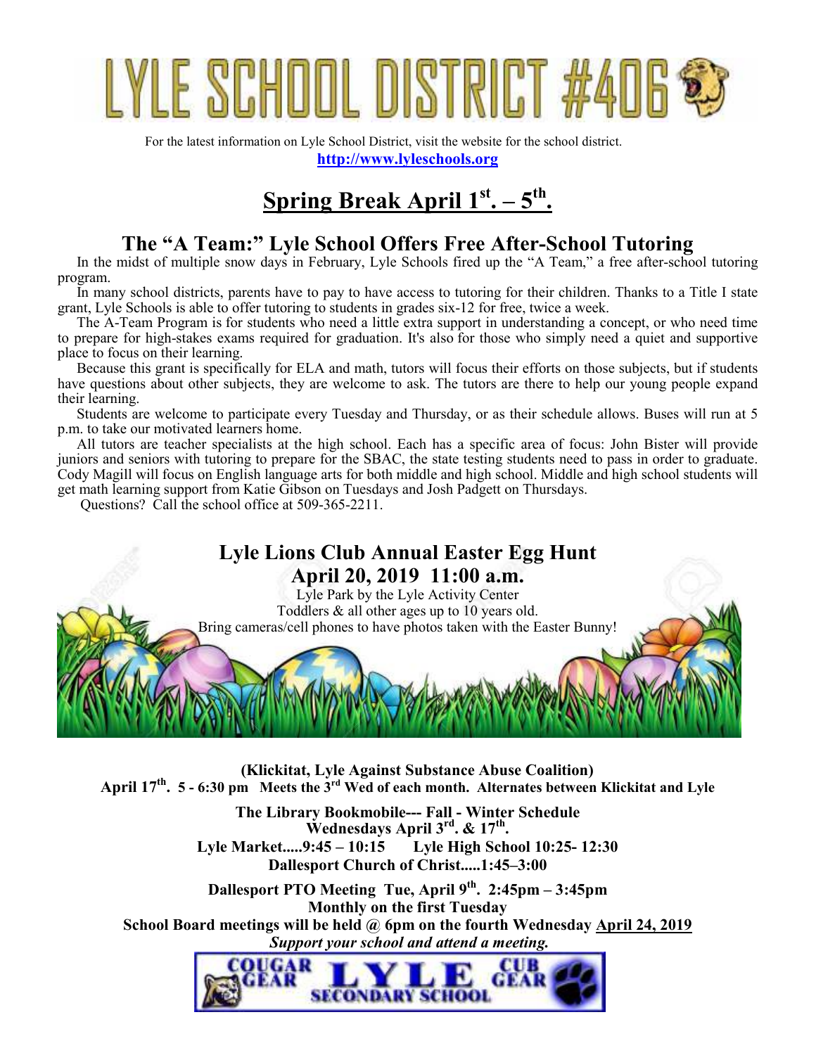# LYLE SCHOOL DISTRICT #406

For the latest information on Lyle School District, visit the website for the school district.
**http://www.lyleschools.org**

## Spring Break April 1st. – 5th.

## The "A Team:" Lyle School Offers Free After-School Tutoring

In the midst of multiple snow days in February, Lyle Schools fired up the "A Team," a free after-school tutoring program.

In many school districts, parents have to pay to have access to tutoring for their children. Thanks to a Title I state grant, Lyle Schools is able to offer tutoring to students in grades six-12 for free, twice a week.

The A-Team Program is for students who need a little extra support in understanding a concept, or who need time to prepare for high-stakes exams required for graduation. It's also for those who simply need a quiet and supportive place to focus on their learning.

Because this grant is specifically for ELA and math, tutors will focus their efforts on those subjects, but if students have questions about other subjects, they are welcome to ask. The tutors are there to help our young people expand their learning.

Students are welcome to participate every Tuesday and Thursday, or as their schedule allows. Buses will run at 5 p.m. to take our motivated learners home.

All tutors are teacher specialists at the high school. Each has a specific area of focus: John Bister will provide juniors and seniors with tutoring to prepare for the SBAC, the state testing students need to pass in order to graduate. Cody Magill will focus on English language arts for both middle and high school. Middle and high school students will get math learning support from Katie Gibson on Tuesdays and Josh Padgett on Thursdays.

Questions? Call the school office at 509-365-2211.

## Lyle Lions Club Annual Easter Egg Hunt
## April 20, 2019 11:00 a.m.

Lyle Park by the Lyle Activity Center
Toddlers & all other ages up to 10 years old.
Bring cameras/cell phones to have photos taken with the Easter Bunny!

**(Klickitat, Lyle Against Substance Abuse Coalition)**
**April 17th. 5 - 6:30 pm Meets the 3rd Wed of each month. Alternates between Klickitat and Lyle**

**The Library Bookmobile--- Fall - Winter Schedule**
**Wednesdays April 3rd. & 17th.**
**Lyle Market.....9:45 – 10:15 Lyle High School 10:25- 12:30**
**Dallesport Church of Christ.....1:45–3:00**

**Dallesport PTO Meeting Tue, April 9th. 2:45pm – 3:45pm**
**Monthly on the first Tuesday**
**School Board meetings will be held @ 6pm on the fourth Wednesday April 24, 2019**
***Support your school and attend a meeting.***

COUGAR GEAR LYLE SECONDARY SCHOOL CUB GEAR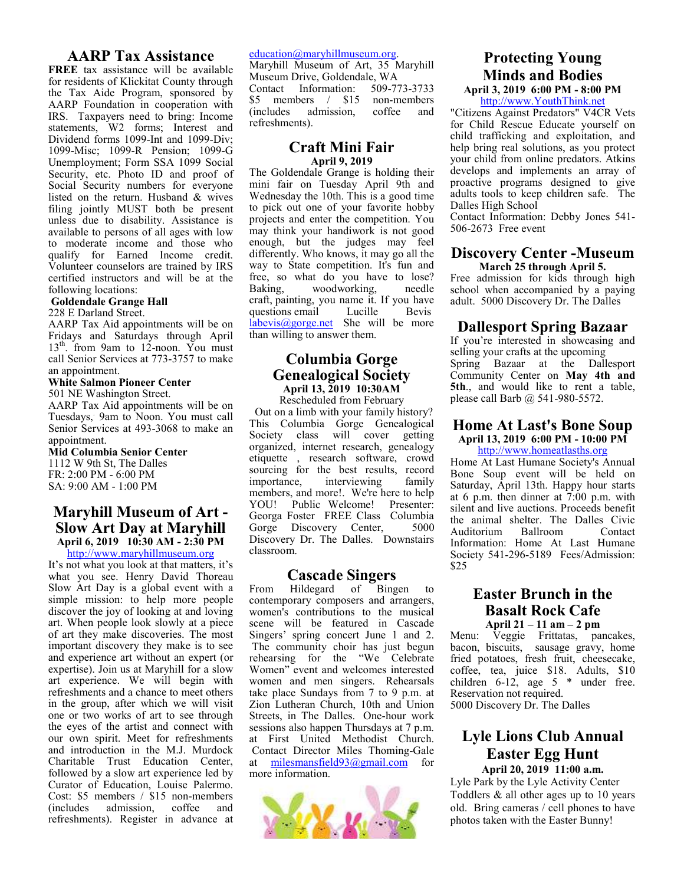## AARP Tax Assistance

**FREE** tax assistance will be available for residents of Klickitat County through the Tax Aide Program, sponsored by AARP Foundation in cooperation with IRS. Taxpayers need to bring: Income statements, W2 forms; Interest and Dividend forms 1099-Int and 1099-Div; 1099-Misc; 1099-R Pension; 1099-G Unemployment; Form SSA 1099 Social Security, etc. Photo ID and proof of Social Security numbers for everyone listed on the return. Husband & wives filing jointly MUST both be present unless due to disability. Assistance is available to persons of all ages with low to moderate income and those who qualify for Earned Income credit. Volunteer counselors are trained by IRS certified instructors and will be at the following locations:

**Goldendale Grange Hall**
228 E Darland Street.
AARP Tax Aid appointments will be on Fridays and Saturdays through April 13th. from 9am to 12-noon. You must call Senior Services at 773-3757 to make an appointment.

**White Salmon Pioneer Center**
501 NE Washington Street.
AARP Tax Aid appointments will be on Tuesdays, 9am to Noon. You must call Senior Services at 493-3068 to make an appointment.

**Mid Columbia Senior Center**
1112 W 9th St, The Dalles
FR: 2:00 PM - 6:00 PM
SA: 9:00 AM - 1:00 PM

## Maryhill Museum of Art - Slow Art Day at Maryhill

**April 6, 2019 10:30 AM - 2:30 PM**
http://www.maryhillmuseum.org

It's not what you look at that matters, it's what you see. Henry David Thoreau Slow Art Day is a global event with a simple mission: to help more people discover the joy of looking at and loving art. When people look slowly at a piece of art they make discoveries. The most important discovery they make is to see and experience art without an expert (or expertise). Join us at Maryhill for a slow art experience. We will begin with refreshments and a chance to meet others in the group, after which we will visit one or two works of art to see through the eyes of the artist and connect with our own spirit. Meet for refreshments and introduction in the M.J. Murdock Charitable Trust Education Center, followed by a slow art experience led by Curator of Education, Louise Palermo. Cost: $5 members / $15 non-members (includes admission, coffee and refreshments). Register in advance at education@maryhillmuseum.org.
Maryhill Museum of Art, 35 Maryhill Museum Drive, Goldendale, WA
Contact Information: 509-773-3733
$5 members / $15 non-members (includes admission, coffee and refreshments).

## Craft Mini Fair

**April 9, 2019**

The Goldendale Grange is holding their mini fair on Tuesday April 9th and Wednesday the 10th. This is a good time to pick out one of your favorite hobby projects and enter the competition. You may think your handiwork is not good enough, but the judges may feel differently. Who knows, it may go all the way to State competition. It's fun and free, so what do you have to lose? Baking, woodworking, needle craft, painting, you name it. If you have questions email Lucille Bevis labevis@gorge.net She will be more than willing to answer them.

## Columbia Gorge Genealogical Society

**April 13, 2019 10:30AM**
Rescheduled from February

Out on a limb with your family history? This Columbia Gorge Genealogical Society class will cover getting organized, internet research, genealogy etiquette , research software, crowd sourcing for the best results, record importance, interviewing family members, and more!. We're here to help YOU! Public Welcome! Presenter: Georga Foster FREE Class Columbia Gorge Discovery Center, 5000 Discovery Dr. The Dalles. Downstairs classroom.

## Cascade Singers

From Hildegard of Bingen to contemporary composers and arrangers, women's contributions to the musical scene will be featured in Cascade Singers' spring concert June 1 and 2. The community choir has just begun rehearsing for the "We Celebrate Women" event and welcomes interested women and men singers. Rehearsals take place Sundays from 7 to 9 p.m. at Zion Lutheran Church, 10th and Union Streets, in The Dalles. One-hour work sessions also happen Thursdays at 7 p.m. at First United Methodist Church. Contact Director Miles Thoming-Gale at milesmansfield93@gmail.com for more information.

## Protecting Young Minds and Bodies

**April 3, 2019 6:00 PM - 8:00 PM**
http://www.YouthThink.net

"Citizens Against Predators" V4CR Vets for Child Rescue Educate yourself on child trafficking and exploitation, and help bring real solutions, as you protect your child from online predators. Atkins develops and implements an array of proactive programs designed to give adults tools to keep children safe. The Dalles High School
Contact Information: Debby Jones 541-506-2673 Free event

## Discovery Center -Museum

**March 25 through April 5.**

Free admission for kids through high school when accompanied by a paying adult. 5000 Discovery Dr. The Dalles

## Dallesport Spring Bazaar

If you're interested in showcasing and selling your crafts at the upcoming Spring Bazaar at the Dallesport Community Center on **May 4th and 5th.**, and would like to rent a table, please call Barb @ 541-980-5572.

## Home At Last's Bone Soup

**April 13, 2019 6:00 PM - 10:00 PM**
http://www.homeatlasths.org

Home At Last Humane Society's Annual Bone Soup event will be held on Saturday, April 13th. Happy hour starts at 6 p.m. then dinner at 7:00 p.m. with silent and live auctions. Proceeds benefit the animal shelter. The Dalles Civic Auditorium Ballroom Contact Information: Home At Last Humane Society 541-296-5189 Fees/Admission: $25

## Easter Brunch in the Basalt Rock Cafe

**April 21 – 11 am – 2 pm**

Menu: Veggie Frittatas, pancakes, bacon, biscuits, sausage gravy, home fried potatoes, fresh fruit, cheesecake, coffee, tea, juice $18. Adults, $10 children 6-12, age 5 * under free. Reservation not required.
5000 Discovery Dr. The Dalles

## Lyle Lions Club Annual Easter Egg Hunt

**April 20, 2019 11:00 a.m.**

Lyle Park by the Lyle Activity Center
Toddlers & all other ages up to 10 years old. Bring cameras / cell phones to have photos taken with the Easter Bunny!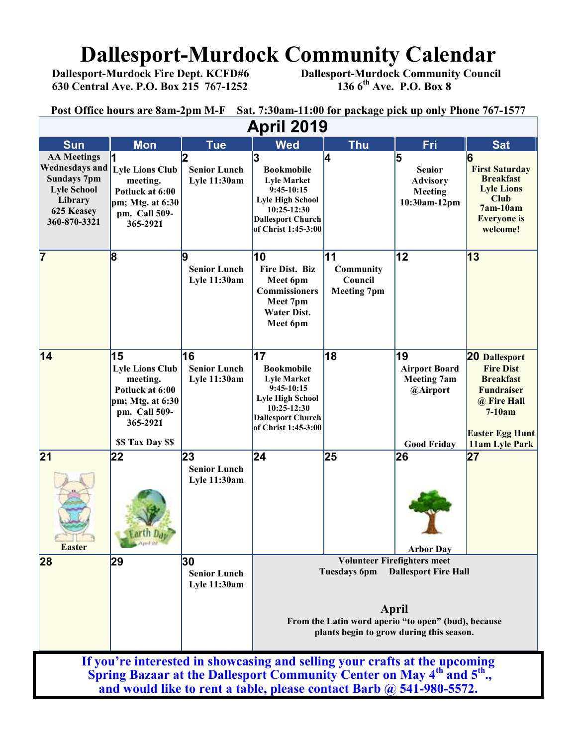# Dallesport-Murdock Community Calendar

**Dallesport-Murdock Fire Dept. KCFD#6**
**630 Central Ave. P.O. Box 215 767-1252**

**Dallesport-Murdock Community Council**
**136 6th Ave. P.O. Box 8**

**Post Office hours are 8am-2pm M-F Sat. 7:30am-11:00 for package pick up only Phone 767-1577**

## April 2019

| Sun | Mon | Tue | Wed | Thu | Fri | Sat |
|---|---|---|---|---|---|---|
| AA Meetings Wednesdays and Sundays 7pm Lyle School Library 625 Keasey 360-870-3321 | 1 Lyle Lions Club meeting. Potluck at 6:00 pm; Mtg. at 6:30 pm. Call 509-365-2921 | 2 Senior Lunch Lyle 11:30am | 3 Bookmobile Lyle Market 9:45-10:15 Lyle High School 10:25-12:30 Dallesport Church of Christ 1:45-3:00 | 4 | 5 Senior Advisory Meeting 10:30am-12pm | 6 First Saturday Breakfast Lyle Lions Club 7am-10am Everyone is welcome! |
| 7 | 8 | 9 Senior Lunch Lyle 11:30am | 10 Fire Dist. Biz Meet 6pm Commissioners Meet 7pm Water Dist. Meet 6pm | 11 Community Council Meeting 7pm | 12 | 13 |
| 14 | 15 Lyle Lions Club meeting. Potluck at 6:00 pm; Mtg. at 6:30 pm. Call 509-365-2921 $$ Tax Day $$ | 16 Senior Lunch Lyle 11:30am | 17 Bookmobile Lyle Market 9:45-10:15 Lyle High School 10:25-12:30 Dallesport Church of Christ 1:45-3:00 | 18 | 19 Airport Board Meeting 7am @Airport Good Friday | 20 Dallesport Fire Dist Breakfast Fundraiser @ Fire Hall 7-10am Easter Egg Hunt 11am Lyle Park |
| 21 Easter | 22 Earth Day | 23 Senior Lunch Lyle 11:30am | 24 | 25 | 26 Arbor Day | 27 |
| 28 | 29 | 30 Senior Lunch Lyle 11:30am | Volunteer Firefighters meet Tuesdays 6pm Dallesport Fire Hall | | | |

**April**
From the Latin word aperio "to open" (bud), because plants begin to grow during this season.

**If you're interested in showcasing and selling your crafts at the upcoming Spring Bazaar at the Dallesport Community Center on May 4th and 5th., and would like to rent a table, please contact Barb @ 541-980-5572.**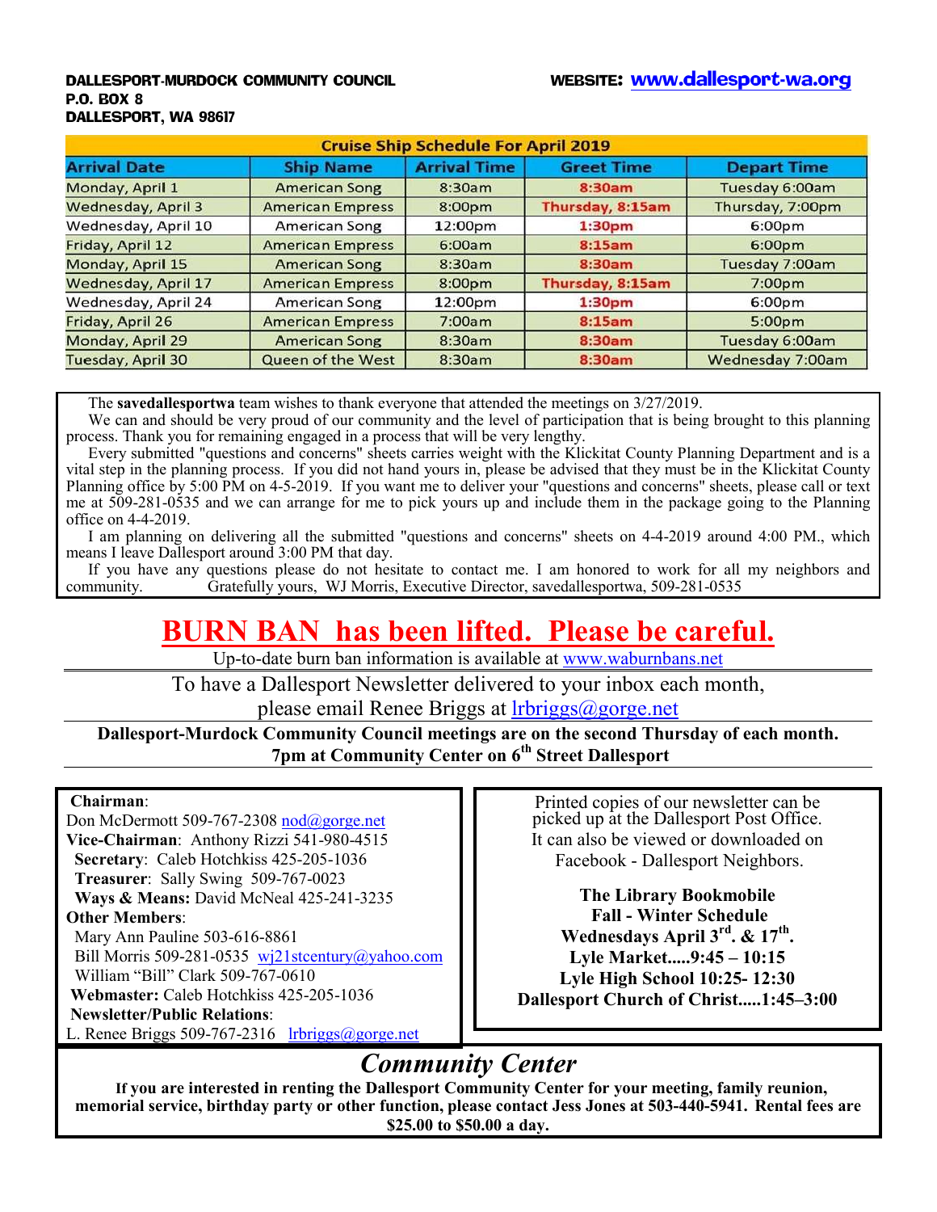**DALLESPORT-MURDOCK COMMUNITY COUNCIL**
**P.O. BOX 8**
**DALLESPORT, WA 98617**

**WEBSITE: www.dallesport-wa.org**

| Cruise Ship Schedule For April 2019 | | | | |
|---|---|---|---|---|
| **Arrival Date** | **Ship Name** | **Arrival Time** | **Greet Time** | **Depart Time** |
| Monday, April 1 | American Song | 8:30am | **8:30am** | Tuesday 6:00am |
| Wednesday, April 3 | American Empress | 8:00pm | **Thursday, 8:15am** | Thursday, 7:00pm |
| Wednesday, April 10 | American Song | 12:00pm | **1:30pm** | 6:00pm |
| Friday, April 12 | American Empress | 6:00am | **8:15am** | 6:00pm |
| Monday, April 15 | American Song | 8:30am | **8:30am** | Tuesday 7:00am |
| Wednesday, April 17 | American Empress | 8:00pm | **Thursday, 8:15am** | 7:00pm |
| Wednesday, April 24 | American Song | 12:00pm | **1:30pm** | 6:00pm |
| Friday, April 26 | American Empress | 7:00am | **8:15am** | 5:00pm |
| Monday, April 29 | American Song | 8:30am | **8:30am** | Tuesday 6:00am |
| Tuesday, April 30 | Queen of the West | 8:30am | **8:30am** | Wednesday 7:00am |

The **savedallesportwa** team wishes to thank everyone that attended the meetings on 3/27/2019.

We can and should be very proud of our community and the level of participation that is being brought to this planning process. Thank you for remaining engaged in a process that will be very lengthy.

Every submitted "questions and concerns" sheets carries weight with the Klickitat County Planning Department and is a vital step in the planning process. If you did not hand yours in, please be advised that they must be in the Klickitat County Planning office by 5:00 PM on 4-5-2019. If you want me to deliver your "questions and concerns" sheets, please call or text me at 509-281-0535 and we can arrange for me to pick yours up and include them in the package going to the Planning office on 4-4-2019.

I am planning on delivering all the submitted "questions and concerns" sheets on 4-4-2019 around 4:00 PM., which means I leave Dallesport around 3:00 PM that day.

If you have any questions please do not hesitate to contact me. I am honored to work for all my neighbors and community. Gratefully yours, WJ Morris, Executive Director, savedallesportwa, 509-281-0535

# BURN BAN has been lifted. Please be careful.

Up-to-date burn ban information is available at www.waburnbans.net

To have a Dallesport Newsletter delivered to your inbox each month, please email Renee Briggs at lrbriggs@gorge.net

**Dallesport-Murdock Community Council meetings are on the second Thursday of each month. 7pm at Community Center on 6th Street Dallesport**

**Chairman**: Don McDermott 509-767-2308 nod@gorge.net
**Vice-Chairman**: Anthony Rizzi 541-980-4515
**Secretary**: Caleb Hotchkiss 425-205-1036
**Treasurer**: Sally Swing 509-767-0023
**Ways & Means:** David McNeal 425-241-3235
**Other Members**:
Mary Ann Pauline 503-616-8861
Bill Morris 509-281-0535 wj21stcentury@yahoo.com
William "Bill" Clark 509-767-0610
**Webmaster:** Caleb Hotchkiss 425-205-1036
**Newsletter/Public Relations**:
L. Renee Briggs 509-767-2316 lrbriggs@gorge.net

Printed copies of our newsletter can be picked up at the Dallesport Post Office. It can also be viewed or downloaded on Facebook - Dallesport Neighbors.

**The Library Bookmobile**
**Fall - Winter Schedule**
**Wednesdays April 3rd. & 17th.**
**Lyle Market.....9:45 – 10:15**
**Lyle High School 10:25- 12:30**
**Dallesport Church of Christ.....1:45–3:00**

## *Community Center*

**If you are interested in renting the Dallesport Community Center for your meeting, family reunion, memorial service, birthday party or other function, please contact Jess Jones at 503-440-5941. Rental fees are $25.00 to $50.00 a day.**